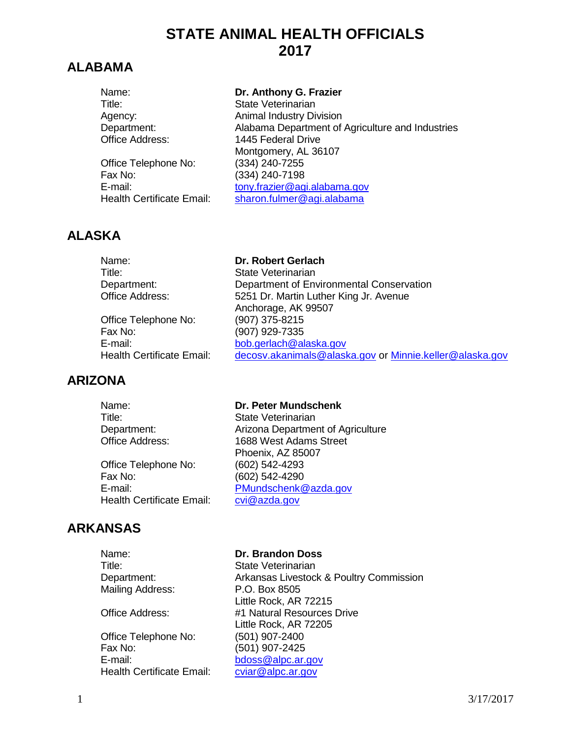# STATE ANIMAL HEALTH OFFICIALS 2017

## ALABAMA

| | |
|---|---|
| Name: | **Dr. Anthony G. Frazier** |
| Title: | State Veterinarian |
| Agency: | Animal Industry Division |
| Department: | Alabama Department of Agriculture and Industries |
| Office Address: | 1445 Federal Drive<br>Montgomery, AL 36107 |
| Office Telephone No: | (334) 240-7255 |
| Fax No: | (334) 240-7198 |
| E-mail: | tony.frazier@agi.alabama.gov |
| Health Certificate Email: | sharon.fulmer@agi.alabama |

## ALASKA

| | |
|---|---|
| Name: | **Dr. Robert Gerlach** |
| Title: | State Veterinarian |
| Department: | Department of Environmental Conservation |
| Office Address: | 5251 Dr. Martin Luther King Jr. Avenue<br>Anchorage, AK 99507 |
| Office Telephone No: | (907) 375-8215 |
| Fax No: | (907) 929-7335 |
| E-mail: | bob.gerlach@alaska.gov |
| Health Certificate Email: | decosv.akanimals@alaska.gov or Minnie.keller@alaska.gov |

## ARIZONA

| | |
|---|---|
| Name: | **Dr. Peter Mundschenk** |
| Title: | State Veterinarian |
| Department: | Arizona Department of Agriculture |
| Office Address: | 1688 West Adams Street<br>Phoenix, AZ 85007 |
| Office Telephone No: | (602) 542-4293 |
| Fax No: | (602) 542-4290 |
| E-mail: | PMundschenk@azda.gov |
| Health Certificate Email: | cvi@azda.gov |

## ARKANSAS

| | |
|---|---|
| Name: | **Dr. Brandon Doss** |
| Title: | State Veterinarian |
| Department: | Arkansas Livestock & Poultry Commission |
| Mailing Address: | P.O. Box 8505<br>Little Rock, AR 72215 |
| Office Address: | #1 Natural Resources Drive<br>Little Rock, AR 72205 |
| Office Telephone No: | (501) 907-2400 |
| Fax No: | (501) 907-2425 |
| E-mail: | bdoss@alpc.ar.gov |
| Health Certificate Email: | cviar@alpc.ar.gov |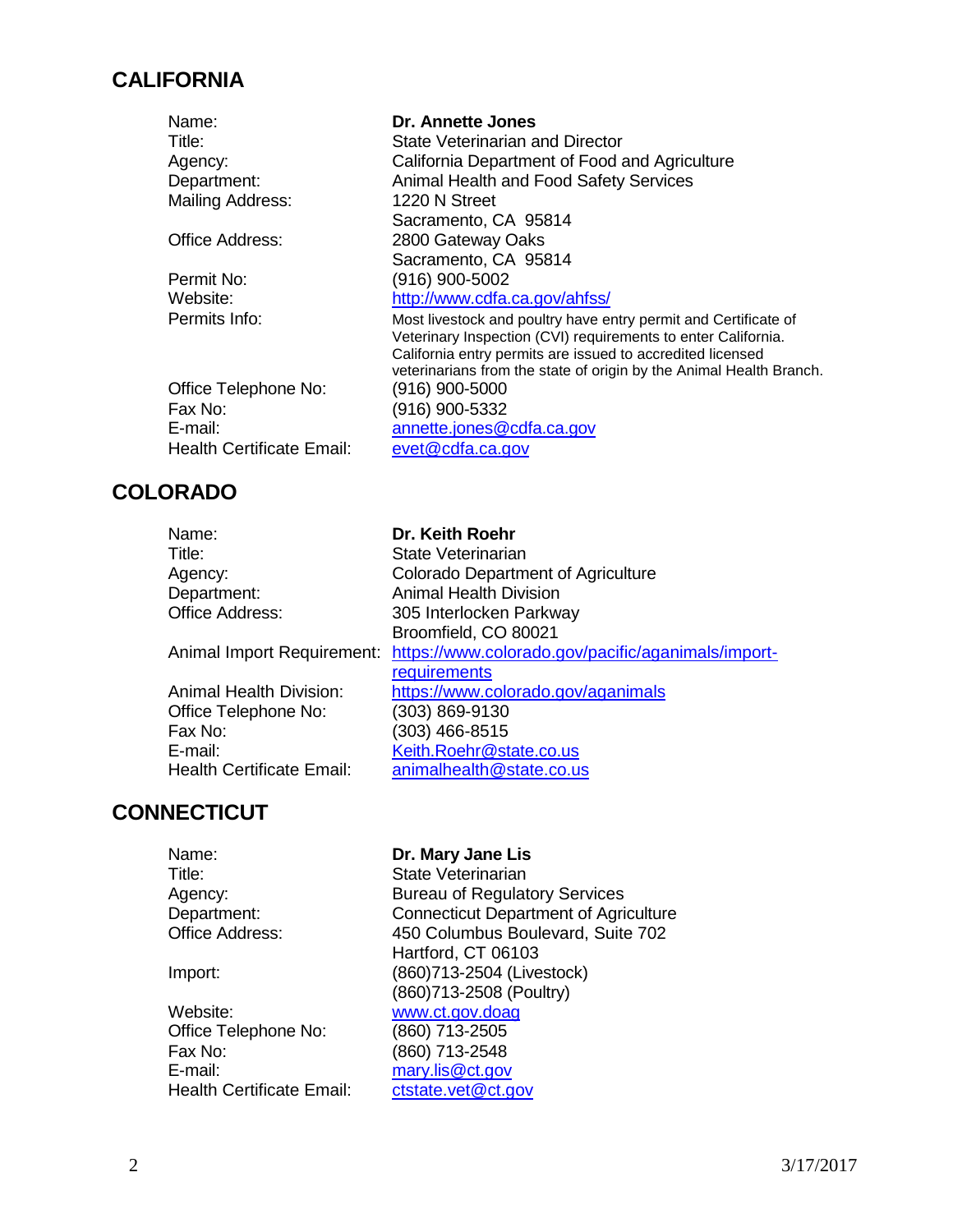## CALIFORNIA

| | |
|---|---|
| Name: | **Dr. Annette Jones** |
| Title: | State Veterinarian and Director |
| Agency: | California Department of Food and Agriculture |
| Department: | Animal Health and Food Safety Services |
| Mailing Address: | 1220 N Street<br>Sacramento, CA 95814 |
| Office Address: | 2800 Gateway Oaks<br>Sacramento, CA 95814 |
| Permit No: | (916) 900-5002 |
| Website: | http://www.cdfa.ca.gov/ahfss/ |
| Permits Info: | Most livestock and poultry have entry permit and Certificate of Veterinary Inspection (CVI) requirements to enter California. California entry permits are issued to accredited licensed veterinarians from the state of origin by the Animal Health Branch. |
| Office Telephone No: | (916) 900-5000 |
| Fax No: | (916) 900-5332 |
| E-mail: | annette.jones@cdfa.ca.gov |
| Health Certificate Email: | evet@cdfa.ca.gov |

## COLORADO

| | |
|---|---|
| Name: | **Dr. Keith Roehr** |
| Title: | State Veterinarian |
| Agency: | Colorado Department of Agriculture |
| Department: | Animal Health Division |
| Office Address: | 305 Interlocken Parkway<br>Broomfield, CO 80021 |
| Animal Import Requirement: | https://www.colorado.gov/pacific/aganimals/import-requirements |
| Animal Health Division: | https://www.colorado.gov/aganimals |
| Office Telephone No: | (303) 869-9130 |
| Fax No: | (303) 466-8515 |
| E-mail: | Keith.Roehr@state.co.us |
| Health Certificate Email: | animalhealth@state.co.us |

## CONNECTICUT

| | |
|---|---|
| Name: | **Dr. Mary Jane Lis** |
| Title: | State Veterinarian |
| Agency: | Bureau of Regulatory Services |
| Department: | Connecticut Department of Agriculture |
| Office Address: | 450 Columbus Boulevard, Suite 702<br>Hartford, CT 06103 |
| Import: | (860)713-2504 (Livestock)<br>(860)713-2508 (Poultry) |
| Website: | www.ct.gov.doag |
| Office Telephone No: | (860) 713-2505 |
| Fax No: | (860) 713-2548 |
| E-mail: | mary.lis@ct.gov |
| Health Certificate Email: | ctstate.vet@ct.gov |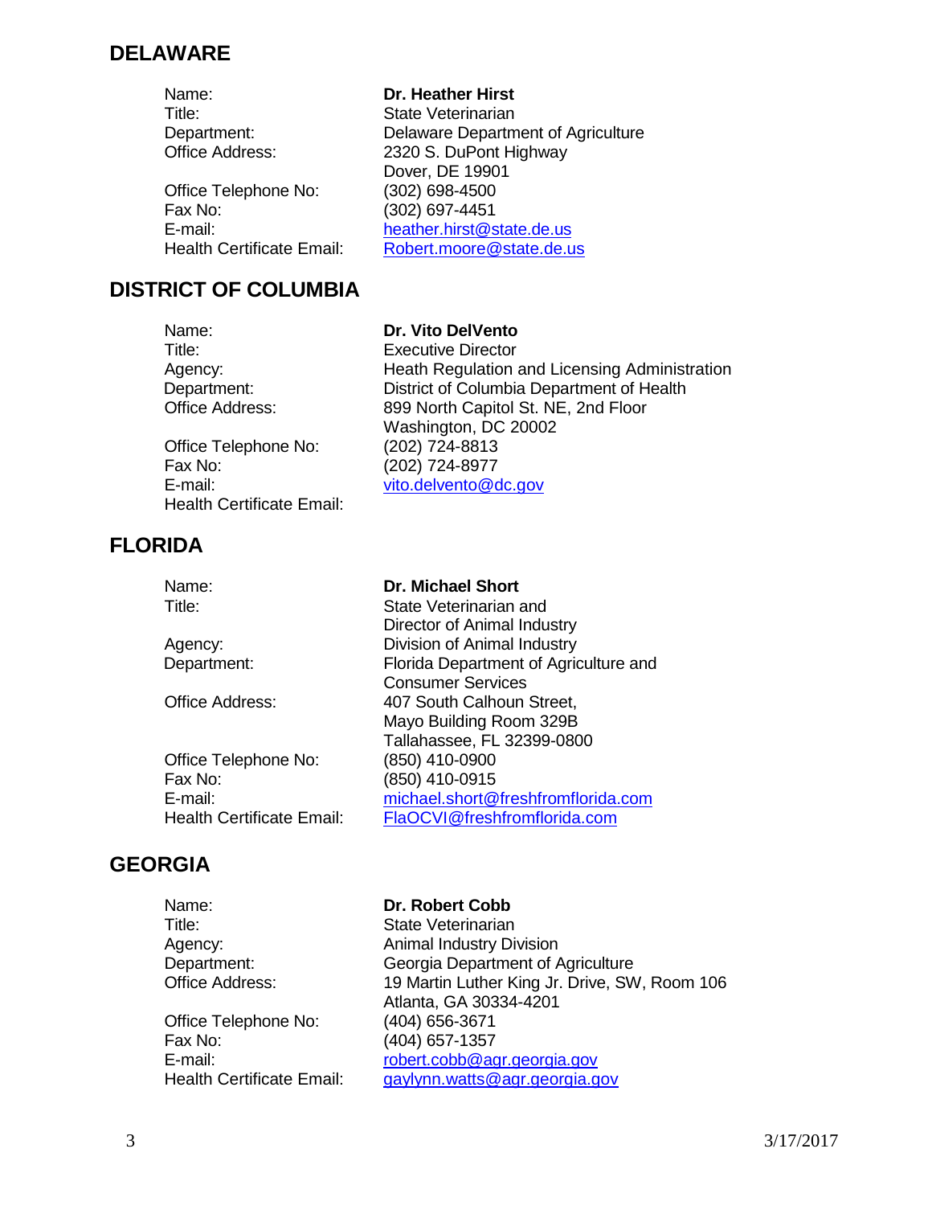## DELAWARE

| | |
|---|---|
| Name: | **Dr. Heather Hirst** |
| Title: | State Veterinarian |
| Department: | Delaware Department of Agriculture |
| Office Address: | 2320 S. DuPont Highway<br>Dover, DE 19901 |
| Office Telephone No: | (302) 698-4500 |
| Fax No: | (302) 697-4451 |
| E-mail: | heather.hirst@state.de.us |
| Health Certificate Email: | Robert.moore@state.de.us |

## DISTRICT OF COLUMBIA

| | |
|---|---|
| Name: | **Dr. Vito DelVento** |
| Title: | Executive Director |
| Agency: | Heath Regulation and Licensing Administration |
| Department: | District of Columbia Department of Health |
| Office Address: | 899 North Capitol St. NE, 2nd Floor<br>Washington, DC 20002 |
| Office Telephone No: | (202) 724-8813 |
| Fax No: | (202) 724-8977 |
| E-mail: | vito.delvento@dc.gov |
| Health Certificate Email: | |

## FLORIDA

| | |
|---|---|
| Name: | **Dr. Michael Short** |
| Title: | State Veterinarian and<br>Director of Animal Industry |
| Agency: | Division of Animal Industry |
| Department: | Florida Department of Agriculture and<br>Consumer Services |
| Office Address: | 407 South Calhoun Street,<br>Mayo Building Room 329B<br>Tallahassee, FL 32399-0800 |
| Office Telephone No: | (850) 410-0900 |
| Fax No: | (850) 410-0915 |
| E-mail: | michael.short@freshfromflorida.com |
| Health Certificate Email: | FlaOCVI@freshfromflorida.com |

## GEORGIA

| | |
|---|---|
| Name: | **Dr. Robert Cobb** |
| Title: | State Veterinarian |
| Agency: | Animal Industry Division |
| Department: | Georgia Department of Agriculture |
| Office Address: | 19 Martin Luther King Jr. Drive, SW, Room 106<br>Atlanta, GA 30334-4201 |
| Office Telephone No: | (404) 656-3671 |
| Fax No: | (404) 657-1357 |
| E-mail: | robert.cobb@agr.georgia.gov |
| Health Certificate Email: | gaylynn.watts@agr.georgia.gov |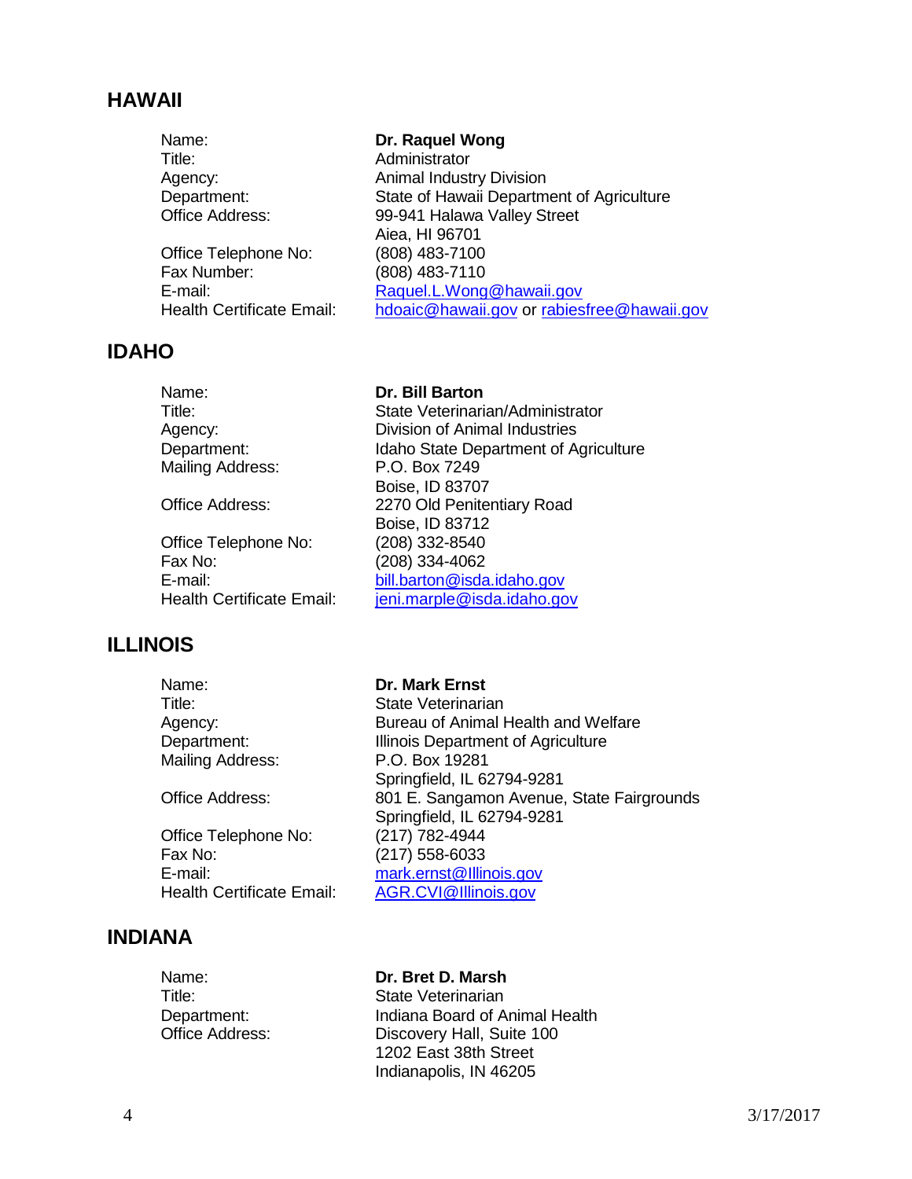## HAWAII

| | |
|---|---|
| Name: | **Dr. Raquel Wong** |
| Title: | Administrator |
| Agency: | Animal Industry Division |
| Department: | State of Hawaii Department of Agriculture |
| Office Address: | 99-941 Halawa Valley Street<br>Aiea, HI 96701 |
| Office Telephone No: | (808) 483-7100 |
| Fax Number: | (808) 483-7110 |
| E-mail: | Raquel.L.Wong@hawaii.gov |
| Health Certificate Email: | hdoaic@hawaii.gov or rabiesfree@hawaii.gov |

## IDAHO

| | |
|---|---|
| Name: | **Dr. Bill Barton** |
| Title: | State Veterinarian/Administrator |
| Agency: | Division of Animal Industries |
| Department: | Idaho State Department of Agriculture |
| Mailing Address: | P.O. Box 7249<br>Boise, ID 83707 |
| Office Address: | 2270 Old Penitentiary Road<br>Boise, ID 83712 |
| Office Telephone No: | (208) 332-8540 |
| Fax No: | (208) 334-4062 |
| E-mail: | bill.barton@isda.idaho.gov |
| Health Certificate Email: | jeni.marple@isda.idaho.gov |

## ILLINOIS

| | |
|---|---|
| Name: | **Dr. Mark Ernst** |
| Title: | State Veterinarian |
| Agency: | Bureau of Animal Health and Welfare |
| Department: | Illinois Department of Agriculture |
| Mailing Address: | P.O. Box 19281<br>Springfield, IL 62794-9281 |
| Office Address: | 801 E. Sangamon Avenue, State Fairgrounds<br>Springfield, IL 62794-9281 |
| Office Telephone No: | (217) 782-4944 |
| Fax No: | (217) 558-6033 |
| E-mail: | mark.ernst@Illinois.gov |
| Health Certificate Email: | AGR.CVI@Illinois.gov |

## INDIANA

| | |
|---|---|
| Name: | **Dr. Bret D. Marsh** |
| Title: | State Veterinarian |
| Department: | Indiana Board of Animal Health |
| Office Address: | Discovery Hall, Suite 100<br>1202 East 38th Street<br>Indianapolis, IN 46205 |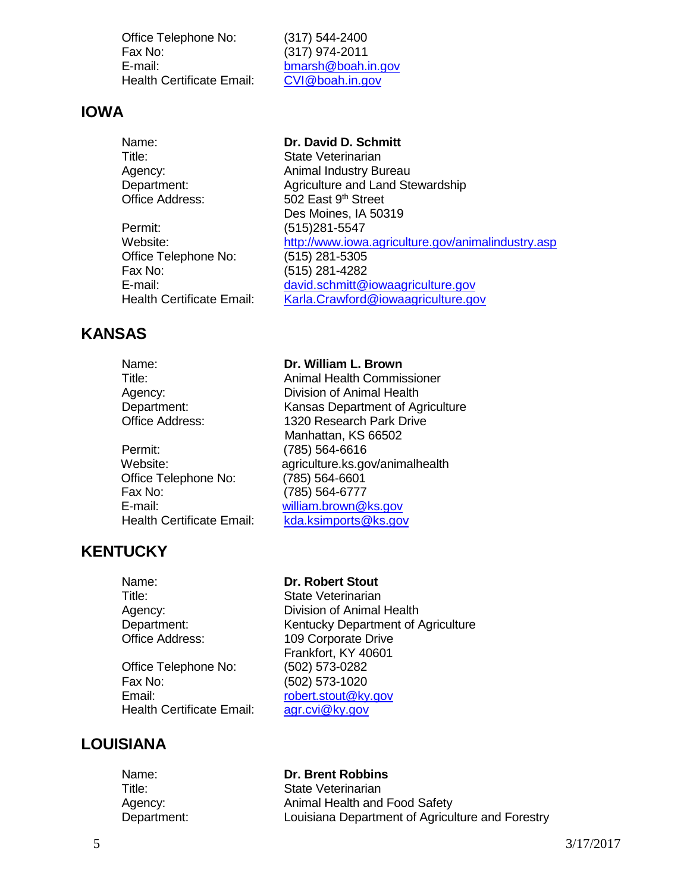| | |
|---|---|
| Office Telephone No: | (317) 544-2400 |
| Fax No: | (317) 974-2011 |
| E-mail: | bmarsh@boah.in.gov |
| Health Certificate Email: | CVI@boah.in.gov |

## IOWA

| | |
|---|---|
| Name: | **Dr. David D. Schmitt** |
| Title: | State Veterinarian |
| Agency: | Animal Industry Bureau |
| Department: | Agriculture and Land Stewardship |
| Office Address: | 502 East 9th Street<br>Des Moines, IA 50319 |
| Permit: | (515)281-5547 |
| Website: | http://www.iowa.agriculture.gov/animalindustry.asp |
| Office Telephone No: | (515) 281-5305 |
| Fax No: | (515) 281-4282 |
| E-mail: | david.schmitt@iowaagriculture.gov |
| Health Certificate Email: | Karla.Crawford@iowaagriculture.gov |

## KANSAS

| | |
|---|---|
| Name: | **Dr. William L. Brown** |
| Title: | Animal Health Commissioner |
| Agency: | Division of Animal Health |
| Department: | Kansas Department of Agriculture |
| Office Address: | 1320 Research Park Drive<br>Manhattan, KS 66502 |
| Permit: | (785) 564-6616 |
| Website: | agriculture.ks.gov/animalhealth |
| Office Telephone No: | (785) 564-6601 |
| Fax No: | (785) 564-6777 |
| E-mail: | william.brown@ks.gov |
| Health Certificate Email: | kda.ksimports@ks.gov |

## KENTUCKY

| | |
|---|---|
| Name: | **Dr. Robert Stout** |
| Title: | State Veterinarian |
| Agency: | Division of Animal Health |
| Department: | Kentucky Department of Agriculture |
| Office Address: | 109 Corporate Drive<br>Frankfort, KY 40601 |
| Office Telephone No: | (502) 573-0282 |
| Fax No: | (502) 573-1020 |
| Email: | robert.stout@ky.gov |
| Health Certificate Email: | agr.cvi@ky.gov |

## LOUISIANA

| | |
|---|---|
| Name: | **Dr. Brent Robbins** |
| Title: | State Veterinarian |
| Agency: | Animal Health and Food Safety |
| Department: | Louisiana Department of Agriculture and Forestry |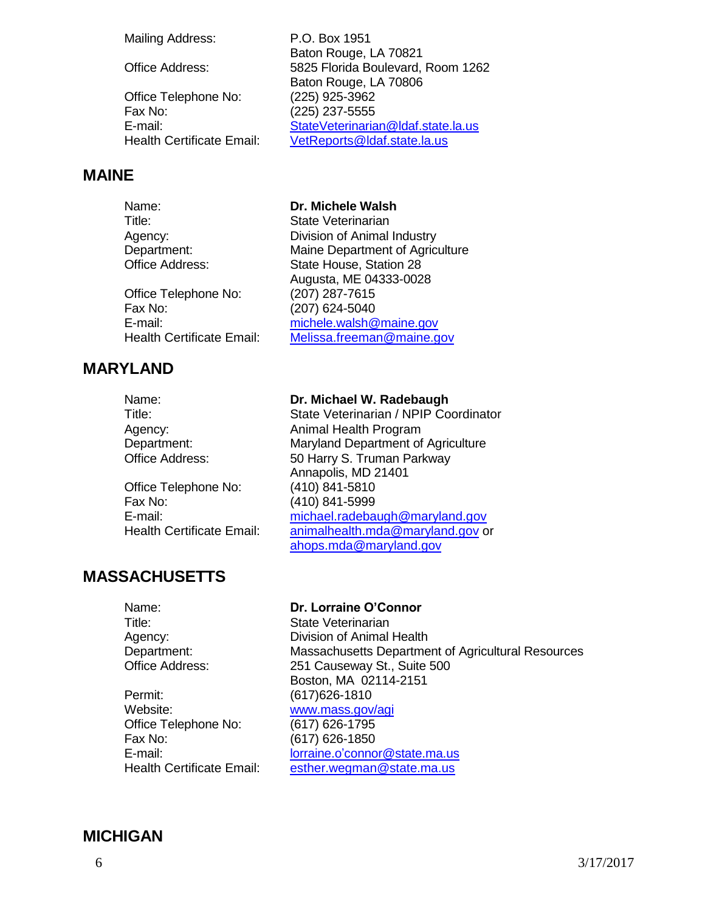Mailing Address: P.O. Box 1951
Baton Rouge, LA 70821
Office Address: 5825 Florida Boulevard, Room 1262
Baton Rouge, LA 70806
Office Telephone No: (225) 925-3962
Fax No: (225) 237-5555
E-mail: StateVeterinarian@ldaf.state.la.us
Health Certificate Email: VetReports@ldaf.state.la.us

## MAINE

Name: **Dr. Michele Walsh**
Title: State Veterinarian
Agency: Division of Animal Industry
Department: Maine Department of Agriculture
Office Address: State House, Station 28
Augusta, ME 04333-0028
Office Telephone No: (207) 287-7615
Fax No: (207) 624-5040
E-mail: michele.walsh@maine.gov
Health Certificate Email: Melissa.freeman@maine.gov

## MARYLAND

Name: **Dr. Michael W. Radebaugh**
Title: State Veterinarian / NPIP Coordinator
Agency: Animal Health Program
Department: Maryland Department of Agriculture
Office Address: 50 Harry S. Truman Parkway
Annapolis, MD 21401
Office Telephone No: (410) 841-5810
Fax No: (410) 841-5999
E-mail: michael.radebaugh@maryland.gov
Health Certificate Email: animalhealth.mda@maryland.gov or ahops.mda@maryland.gov

## MASSACHUSETTS

Name: **Dr. Lorraine O'Connor**
Title: State Veterinarian
Agency: Division of Animal Health
Department: Massachusetts Department of Agricultural Resources
Office Address: 251 Causeway St., Suite 500
Boston, MA 02114-2151
Permit: (617)626-1810
Website: www.mass.gov/agi
Office Telephone No: (617) 626-1795
Fax No: (617) 626-1850
E-mail: lorraine.o'connor@state.ma.us
Health Certificate Email: esther.wegman@state.ma.us

## MICHIGAN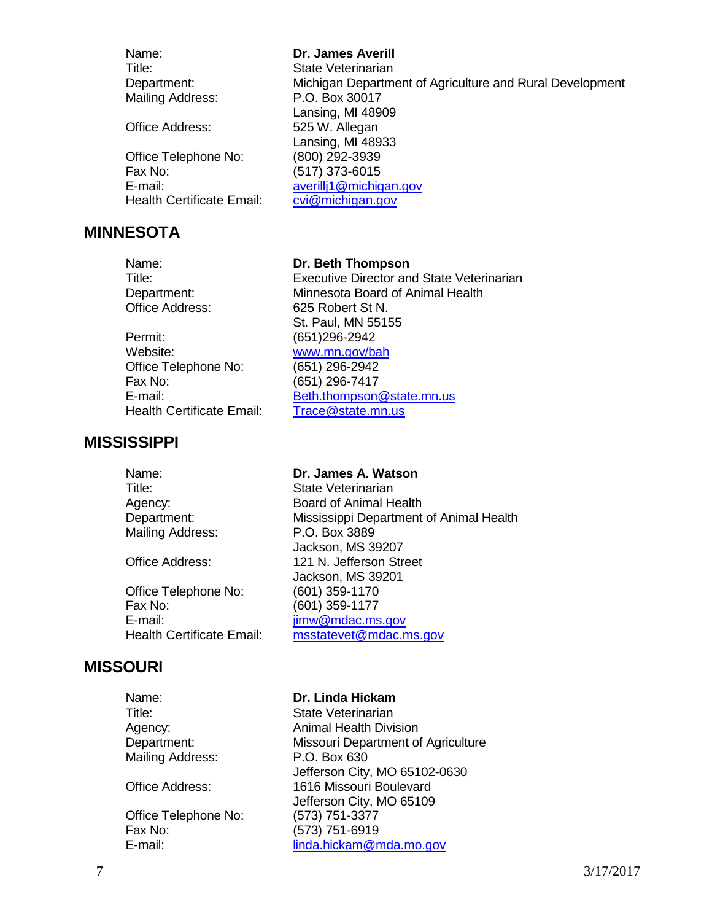| | |
|---|---|
| Name: | **Dr. James Averill** |
| Title: | State Veterinarian |
| Department: | Michigan Department of Agriculture and Rural Development |
| Mailing Address: | P.O. Box 30017<br>Lansing, MI 48909 |
| Office Address: | 525 W. Allegan<br>Lansing, MI 48933 |
| Office Telephone No: | (800) 292-3939 |
| Fax No: | (517) 373-6015 |
| E-mail: | averillj1@michigan.gov |
| Health Certificate Email: | cvi@michigan.gov |

## MINNESOTA

| | |
|---|---|
| Name: | **Dr. Beth Thompson** |
| Title: | Executive Director and State Veterinarian |
| Department: | Minnesota Board of Animal Health |
| Office Address: | 625 Robert St N.<br>St. Paul, MN 55155 |
| Permit: | (651)296-2942 |
| Website: | www.mn.gov/bah |
| Office Telephone No: | (651) 296-2942 |
| Fax No: | (651) 296-7417 |
| E-mail: | Beth.thompson@state.mn.us |
| Health Certificate Email: | Trace@state.mn.us |

## MISSISSIPPI

| | |
|---|---|
| Name: | **Dr. James A. Watson** |
| Title: | State Veterinarian |
| Agency: | Board of Animal Health |
| Department: | Mississippi Department of Animal Health |
| Mailing Address: | P.O. Box 3889<br>Jackson, MS 39207 |
| Office Address: | 121 N. Jefferson Street<br>Jackson, MS 39201 |
| Office Telephone No: | (601) 359-1170 |
| Fax No: | (601) 359-1177 |
| E-mail: | jimw@mdac.ms.gov |
| Health Certificate Email: | msstatevet@mdac.ms.gov |

## MISSOURI

| | |
|---|---|
| Name: | **Dr. Linda Hickam** |
| Title: | State Veterinarian |
| Agency: | Animal Health Division |
| Department: | Missouri Department of Agriculture |
| Mailing Address: | P.O. Box 630<br>Jefferson City, MO 65102-0630 |
| Office Address: | 1616 Missouri Boulevard<br>Jefferson City, MO 65109 |
| Office Telephone No: | (573) 751-3377 |
| Fax No: | (573) 751-6919 |
| E-mail: | linda.hickam@mda.mo.gov |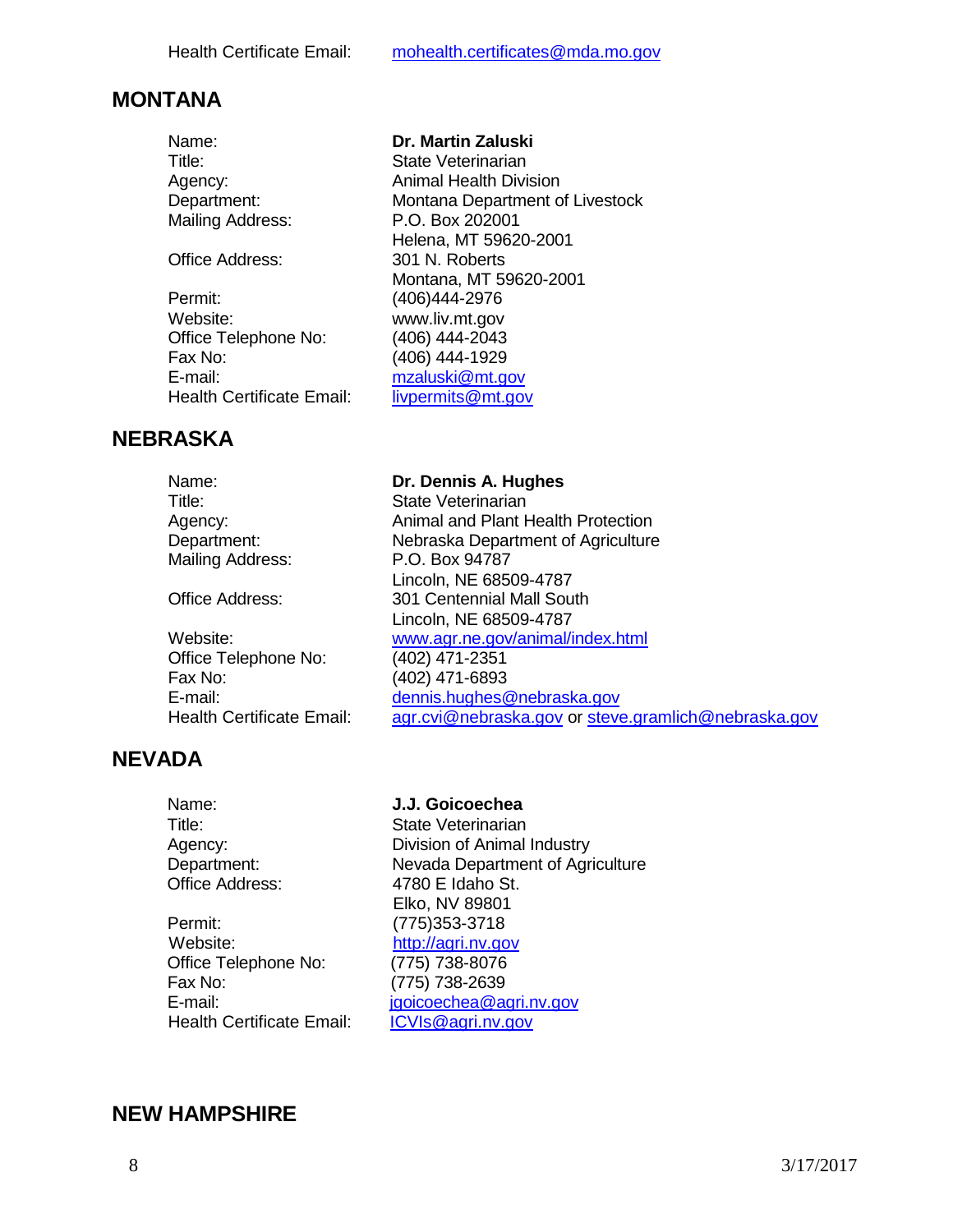Health Certificate Email: mohealth.certificates@mda.mo.gov

## MONTANA

| | |
|---|---|
| Name: | **Dr. Martin Zaluski** |
| Title: | State Veterinarian |
| Agency: | Animal Health Division |
| Department: | Montana Department of Livestock |
| Mailing Address: | P.O. Box 202001<br>Helena, MT 59620-2001 |
| Office Address: | 301 N. Roberts<br>Montana, MT 59620-2001 |
| Permit: | (406)444-2976 |
| Website: | www.liv.mt.gov |
| Office Telephone No: | (406) 444-2043 |
| Fax No: | (406) 444-1929 |
| E-mail: | mzaluski@mt.gov |
| Health Certificate Email: | livpermits@mt.gov |

## NEBRASKA

| | |
|---|---|
| Name: | **Dr. Dennis A. Hughes** |
| Title: | State Veterinarian |
| Agency: | Animal and Plant Health Protection |
| Department: | Nebraska Department of Agriculture |
| Mailing Address: | P.O. Box 94787<br>Lincoln, NE 68509-4787 |
| Office Address: | 301 Centennial Mall South<br>Lincoln, NE 68509-4787 |
| Website: | www.agr.ne.gov/animal/index.html |
| Office Telephone No: | (402) 471-2351 |
| Fax No: | (402) 471-6893 |
| E-mail: | dennis.hughes@nebraska.gov |
| Health Certificate Email: | agr.cvi@nebraska.gov or steve.gramlich@nebraska.gov |

## NEVADA

| | |
|---|---|
| Name: | **J.J. Goicoechea** |
| Title: | State Veterinarian |
| Agency: | Division of Animal Industry |
| Department: | Nevada Department of Agriculture |
| Office Address: | 4780 E Idaho St.<br>Elko, NV 89801 |
| Permit: | (775)353-3718 |
| Website: | http://agri.nv.gov |
| Office Telephone No: | (775) 738-8076 |
| Fax No: | (775) 738-2639 |
| E-mail: | jgoicoechea@agri.nv.gov |
| Health Certificate Email: | ICVIs@agri.nv.gov |

## NEW HAMPSHIRE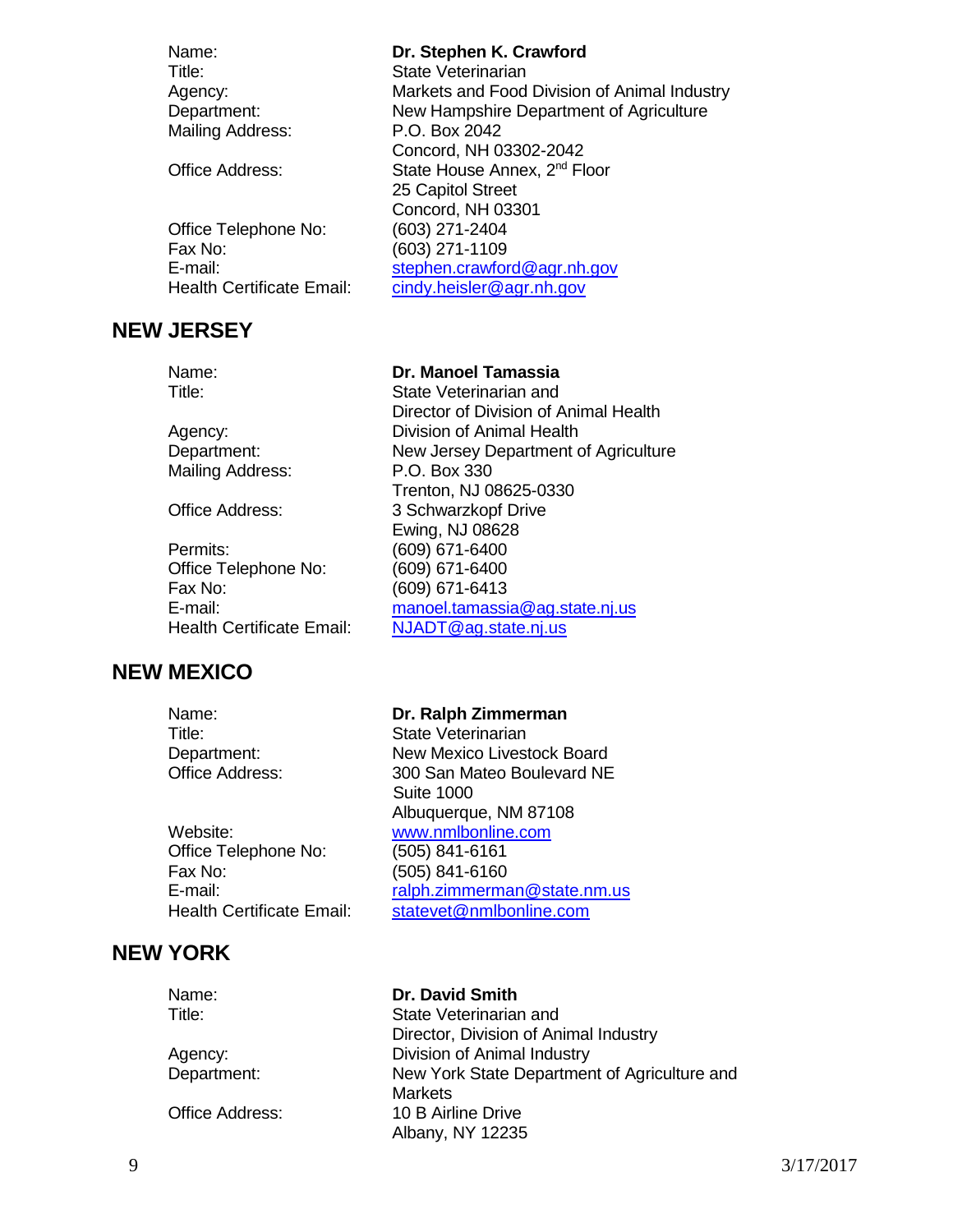| | |
|---|---|
| Name: | **Dr. Stephen K. Crawford** |
| Title: | State Veterinarian |
| Agency: | Markets and Food Division of Animal Industry |
| Department: | New Hampshire Department of Agriculture |
| Mailing Address: | P.O. Box 2042<br>Concord, NH 03302-2042 |
| Office Address: | State House Annex, 2nd Floor<br>25 Capitol Street<br>Concord, NH 03301 |
| Office Telephone No: | (603) 271-2404 |
| Fax No: | (603) 271-1109 |
| E-mail: | stephen.crawford@agr.nh.gov |
| Health Certificate Email: | cindy.heisler@agr.nh.gov |

## NEW JERSEY

| | |
|---|---|
| Name: | **Dr. Manoel Tamassia** |
| Title: | State Veterinarian and<br>Director of Division of Animal Health |
| Agency: | Division of Animal Health |
| Department: | New Jersey Department of Agriculture |
| Mailing Address: | P.O. Box 330<br>Trenton, NJ 08625-0330 |
| Office Address: | 3 Schwarzkopf Drive<br>Ewing, NJ 08628 |
| Permits: | (609) 671-6400 |
| Office Telephone No: | (609) 671-6400 |
| Fax No: | (609) 671-6413 |
| E-mail: | manoel.tamassia@ag.state.nj.us |
| Health Certificate Email: | NJADT@ag.state.nj.us |

## NEW MEXICO

| | |
|---|---|
| Name: | **Dr. Ralph Zimmerman** |
| Title: | State Veterinarian |
| Department: | New Mexico Livestock Board |
| Office Address: | 300 San Mateo Boulevard NE<br>Suite 1000<br>Albuquerque, NM 87108 |
| Website: | www.nmlbonline.com |
| Office Telephone No: | (505) 841-6161 |
| Fax No: | (505) 841-6160 |
| E-mail: | ralph.zimmerman@state.nm.us |
| Health Certificate Email: | statevet@nmlbonline.com |

## NEW YORK

| | |
|---|---|
| Name: | **Dr. David Smith** |
| Title: | State Veterinarian and<br>Director, Division of Animal Industry |
| Agency: | Division of Animal Industry |
| Department: | New York State Department of Agriculture and Markets |
| Office Address: | 10 B Airline Drive<br>Albany, NY 12235 |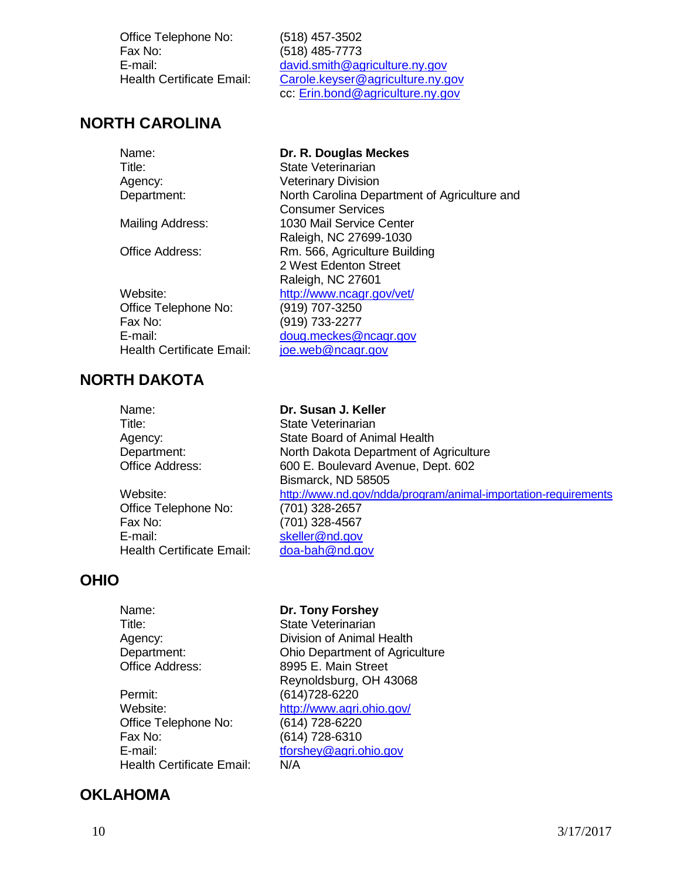| | |
|---|---|
| Office Telephone No: | (518) 457-3502 |
| Fax No: | (518) 485-7773 |
| E-mail: | david.smith@agriculture.ny.gov |
| Health Certificate Email: | Carole.keyser@agriculture.ny.gov<br>cc: Erin.bond@agriculture.ny.gov |

## NORTH CAROLINA

| | |
|---|---|
| Name: | **Dr. R. Douglas Meckes** |
| Title: | State Veterinarian |
| Agency: | Veterinary Division |
| Department: | North Carolina Department of Agriculture and Consumer Services |
| Mailing Address: | 1030 Mail Service Center<br>Raleigh, NC 27699-1030 |
| Office Address: | Rm. 566, Agriculture Building<br>2 West Edenton Street<br>Raleigh, NC 27601 |
| Website: | http://www.ncagr.gov/vet/ |
| Office Telephone No: | (919) 707-3250 |
| Fax No: | (919) 733-2277 |
| E-mail: | doug.meckes@ncagr.gov |
| Health Certificate Email: | joe.web@ncagr.gov |

## NORTH DAKOTA

| | |
|---|---|
| Name: | **Dr. Susan J. Keller** |
| Title: | State Veterinarian |
| Agency: | State Board of Animal Health |
| Department: | North Dakota Department of Agriculture |
| Office Address: | 600 E. Boulevard Avenue, Dept. 602<br>Bismarck, ND 58505 |
| Website: | http://www.nd.gov/ndda/program/animal-importation-requirements |
| Office Telephone No: | (701) 328-2657 |
| Fax No: | (701) 328-4567 |
| E-mail: | skeller@nd.gov |
| Health Certificate Email: | doa-bah@nd.gov |

## OHIO

| | |
|---|---|
| Name: | **Dr. Tony Forshey** |
| Title: | State Veterinarian |
| Agency: | Division of Animal Health |
| Department: | Ohio Department of Agriculture |
| Office Address: | 8995 E. Main Street<br>Reynoldsburg, OH 43068 |
| Permit: | (614)728-6220 |
| Website: | http://www.agri.ohio.gov/ |
| Office Telephone No: | (614) 728-6220 |
| Fax No: | (614) 728-6310 |
| E-mail: | tforshey@agri.ohio.gov |
| Health Certificate Email: | N/A |

## OKLAHOMA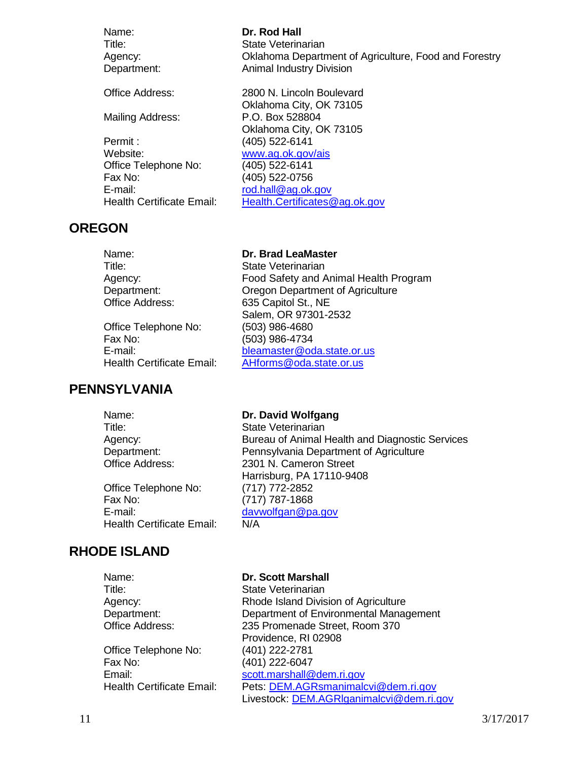| | |
|---|---|
| Name: | **Dr. Rod Hall** |
| Title: | State Veterinarian |
| Agency: | Oklahoma Department of Agriculture, Food and Forestry |
| Department: | Animal Industry Division |
| Office Address: | 2800 N. Lincoln Boulevard<br>Oklahoma City, OK 73105 |
| Mailing Address: | P.O. Box 528804<br>Oklahoma City, OK 73105 |
| Permit : | (405) 522-6141 |
| Website: | www.ag.ok.gov/ais |
| Office Telephone No: | (405) 522-6141 |
| Fax No: | (405) 522-0756 |
| E-mail: | rod.hall@ag.ok.gov |
| Health Certificate Email: | Health.Certificates@ag.ok.gov |

## OREGON

| | |
|---|---|
| Name: | **Dr. Brad LeaMaster** |
| Title: | State Veterinarian |
| Agency: | Food Safety and Animal Health Program |
| Department: | Oregon Department of Agriculture |
| Office Address: | 635 Capitol St., NE<br>Salem, OR 97301-2532 |
| Office Telephone No: | (503) 986-4680 |
| Fax No: | (503) 986-4734 |
| E-mail: | bleamaster@oda.state.or.us |
| Health Certificate Email: | AHforms@oda.state.or.us |

## PENNSYLVANIA

| | |
|---|---|
| Name: | **Dr. David Wolfgang** |
| Title: | State Veterinarian |
| Agency: | Bureau of Animal Health and Diagnostic Services |
| Department: | Pennsylvania Department of Agriculture |
| Office Address: | 2301 N. Cameron Street<br>Harrisburg, PA 17110-9408 |
| Office Telephone No: | (717) 772-2852 |
| Fax No: | (717) 787-1868 |
| E-mail: | davwolfgan@pa.gov |
| Health Certificate Email: | N/A |

## RHODE ISLAND

| | |
|---|---|
| Name: | **Dr. Scott Marshall** |
| Title: | State Veterinarian |
| Agency: | Rhode Island Division of Agriculture |
| Department: | Department of Environmental Management |
| Office Address: | 235 Promenade Street, Room 370<br>Providence, RI 02908 |
| Office Telephone No: | (401) 222-2781 |
| Fax No: | (401) 222-6047 |
| Email: | scott.marshall@dem.ri.gov |
| Health Certificate Email: | Pets: DEM.AGRsmanimalcvi@dem.ri.gov<br>Livestock: DEM.AGRlganimalcvi@dem.ri.gov |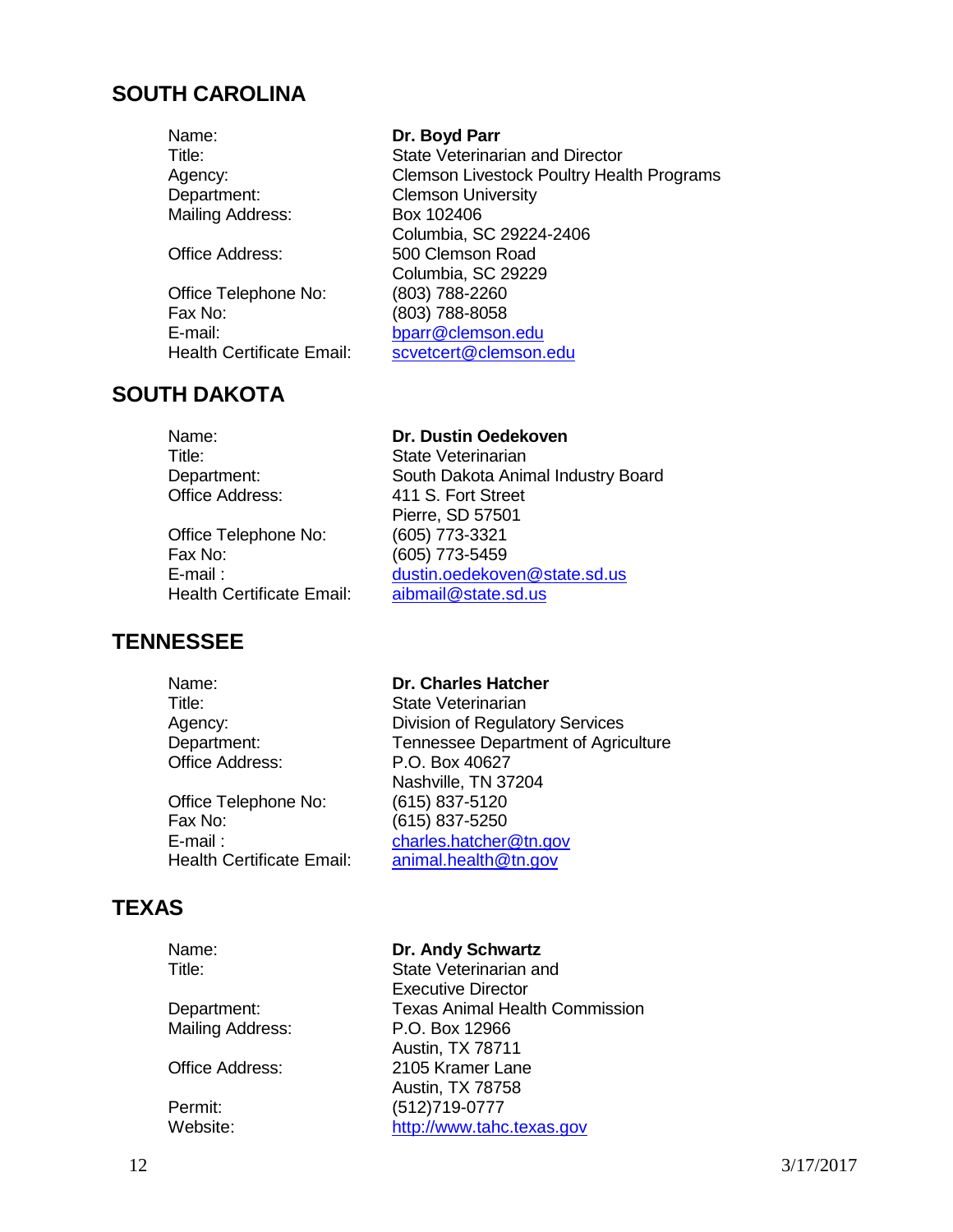## SOUTH CAROLINA

| | |
|---|---|
| Name: | **Dr. Boyd Parr** |
| Title: | State Veterinarian and Director |
| Agency: | Clemson Livestock Poultry Health Programs |
| Department: | Clemson University |
| Mailing Address: | Box 102406<br>Columbia, SC 29224-2406 |
| Office Address: | 500 Clemson Road<br>Columbia, SC 29229 |
| Office Telephone No: | (803) 788-2260 |
| Fax No: | (803) 788-8058 |
| E-mail: | bparr@clemson.edu |
| Health Certificate Email: | scvetcert@clemson.edu |

## SOUTH DAKOTA

| | |
|---|---|
| Name: | **Dr. Dustin Oedekoven** |
| Title: | State Veterinarian |
| Department: | South Dakota Animal Industry Board |
| Office Address: | 411 S. Fort Street<br>Pierre, SD 57501 |
| Office Telephone No: | (605) 773-3321 |
| Fax No: | (605) 773-5459 |
| E-mail : | dustin.oedekoven@state.sd.us |
| Health Certificate Email: | aibmail@state.sd.us |

## TENNESSEE

| | |
|---|---|
| Name: | **Dr. Charles Hatcher** |
| Title: | State Veterinarian |
| Agency: | Division of Regulatory Services |
| Department: | Tennessee Department of Agriculture |
| Office Address: | P.O. Box 40627<br>Nashville, TN 37204 |
| Office Telephone No: | (615) 837-5120 |
| Fax No: | (615) 837-5250 |
| E-mail : | charles.hatcher@tn.gov |
| Health Certificate Email: | animal.health@tn.gov |

## TEXAS

| | |
|---|---|
| Name: | **Dr. Andy Schwartz** |
| Title: | State Veterinarian and<br>Executive Director |
| Department: | Texas Animal Health Commission |
| Mailing Address: | P.O. Box 12966<br>Austin, TX 78711 |
| Office Address: | 2105 Kramer Lane<br>Austin, TX 78758 |
| Permit: | (512)719-0777 |
| Website: | http://www.tahc.texas.gov |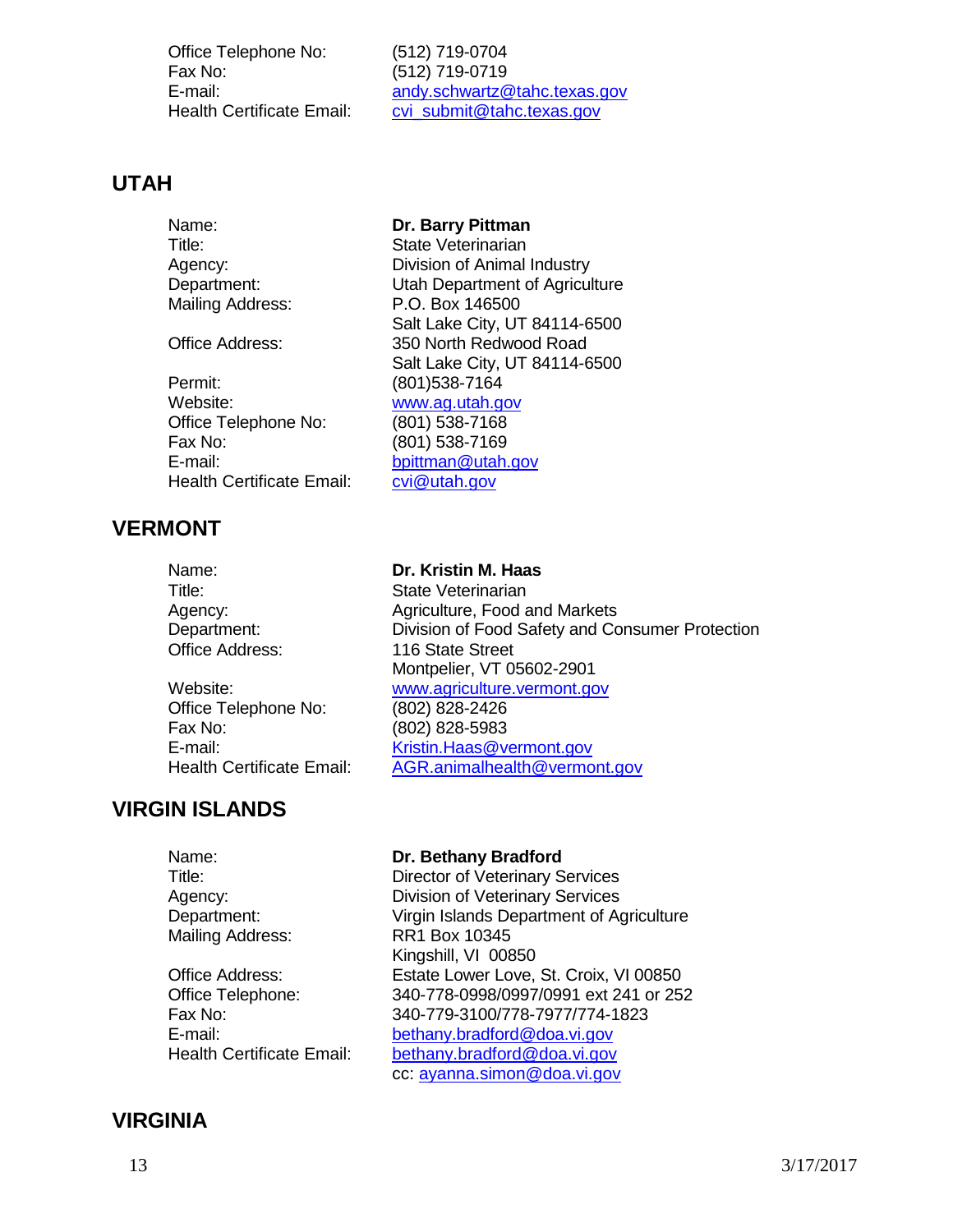| | |
|---|---|
| Office Telephone No: | (512) 719-0704 |
| Fax No: | (512) 719-0719 |
| E-mail: | andy.schwartz@tahc.texas.gov |
| Health Certificate Email: | cvi_submit@tahc.texas.gov |

## UTAH

| | |
|---|---|
| Name: | **Dr. Barry Pittman** |
| Title: | State Veterinarian |
| Agency: | Division of Animal Industry |
| Department: | Utah Department of Agriculture |
| Mailing Address: | P.O. Box 146500<br>Salt Lake City, UT 84114-6500 |
| Office Address: | 350 North Redwood Road<br>Salt Lake City, UT 84114-6500 |
| Permit: | (801)538-7164 |
| Website: | www.ag.utah.gov |
| Office Telephone No: | (801) 538-7168 |
| Fax No: | (801) 538-7169 |
| E-mail: | bpittman@utah.gov |
| Health Certificate Email: | cvi@utah.gov |

## VERMONT

| | |
|---|---|
| Name: | **Dr. Kristin M. Haas** |
| Title: | State Veterinarian |
| Agency: | Agriculture, Food and Markets |
| Department: | Division of Food Safety and Consumer Protection |
| Office Address: | 116 State Street<br>Montpelier, VT 05602-2901 |
| Website: | www.agriculture.vermont.gov |
| Office Telephone No: | (802) 828-2426 |
| Fax No: | (802) 828-5983 |
| E-mail: | Kristin.Haas@vermont.gov |
| Health Certificate Email: | AGR.animalhealth@vermont.gov |

## VIRGIN ISLANDS

| | |
|---|---|
| Name: | **Dr. Bethany Bradford** |
| Title: | Director of Veterinary Services |
| Agency: | Division of Veterinary Services |
| Department: | Virgin Islands Department of Agriculture |
| Mailing Address: | RR1 Box 10345<br>Kingshill, VI 00850 |
| Office Address: | Estate Lower Love, St. Croix, VI 00850 |
| Office Telephone: | 340-778-0998/0997/0991 ext 241 or 252 |
| Fax No: | 340-779-3100/778-7977/774-1823 |
| E-mail: | bethany.bradford@doa.vi.gov |
| Health Certificate Email: | bethany.bradford@doa.vi.gov<br>cc: ayanna.simon@doa.vi.gov |

## VIRGINIA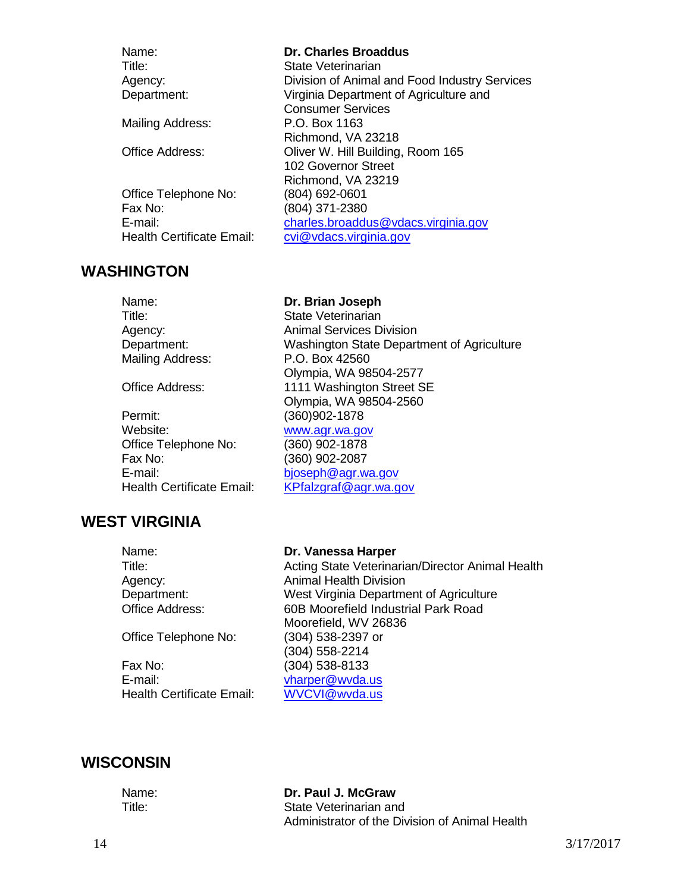| | |
|---|---|
| Name: | **Dr. Charles Broaddus** |
| Title: | State Veterinarian |
| Agency: | Division of Animal and Food Industry Services |
| Department: | Virginia Department of Agriculture and Consumer Services |
| Mailing Address: | P.O. Box 1163<br>Richmond, VA 23218 |
| Office Address: | Oliver W. Hill Building, Room 165<br>102 Governor Street<br>Richmond, VA 23219 |
| Office Telephone No: | (804) 692-0601 |
| Fax No: | (804) 371-2380 |
| E-mail: | charles.broaddus@vdacs.virginia.gov |
| Health Certificate Email: | cvi@vdacs.virginia.gov |

## WASHINGTON

| | |
|---|---|
| Name: | **Dr. Brian Joseph** |
| Title: | State Veterinarian |
| Agency: | Animal Services Division |
| Department: | Washington State Department of Agriculture |
| Mailing Address: | P.O. Box 42560<br>Olympia, WA 98504-2577 |
| Office Address: | 1111 Washington Street SE<br>Olympia, WA 98504-2560 |
| Permit: | (360)902-1878 |
| Website: | www.agr.wa.gov |
| Office Telephone No: | (360) 902-1878 |
| Fax No: | (360) 902-2087 |
| E-mail: | bjoseph@agr.wa.gov |
| Health Certificate Email: | KPfalzgraf@agr.wa.gov |

## WEST VIRGINIA

| | |
|---|---|
| Name: | **Dr. Vanessa Harper** |
| Title: | Acting State Veterinarian/Director Animal Health |
| Agency: | Animal Health Division |
| Department: | West Virginia Department of Agriculture |
| Office Address: | 60B Moorefield Industrial Park Road<br>Moorefield, WV 26836 |
| Office Telephone No: | (304) 538-2397 or<br>(304) 558-2214 |
| Fax No: | (304) 538-8133 |
| E-mail: | vharper@wvda.us |
| Health Certificate Email: | WVCVI@wvda.us |

## WISCONSIN

| | |
|---|---|
| Name: | **Dr. Paul J. McGraw** |
| Title: | State Veterinarian and<br>Administrator of the Division of Animal Health |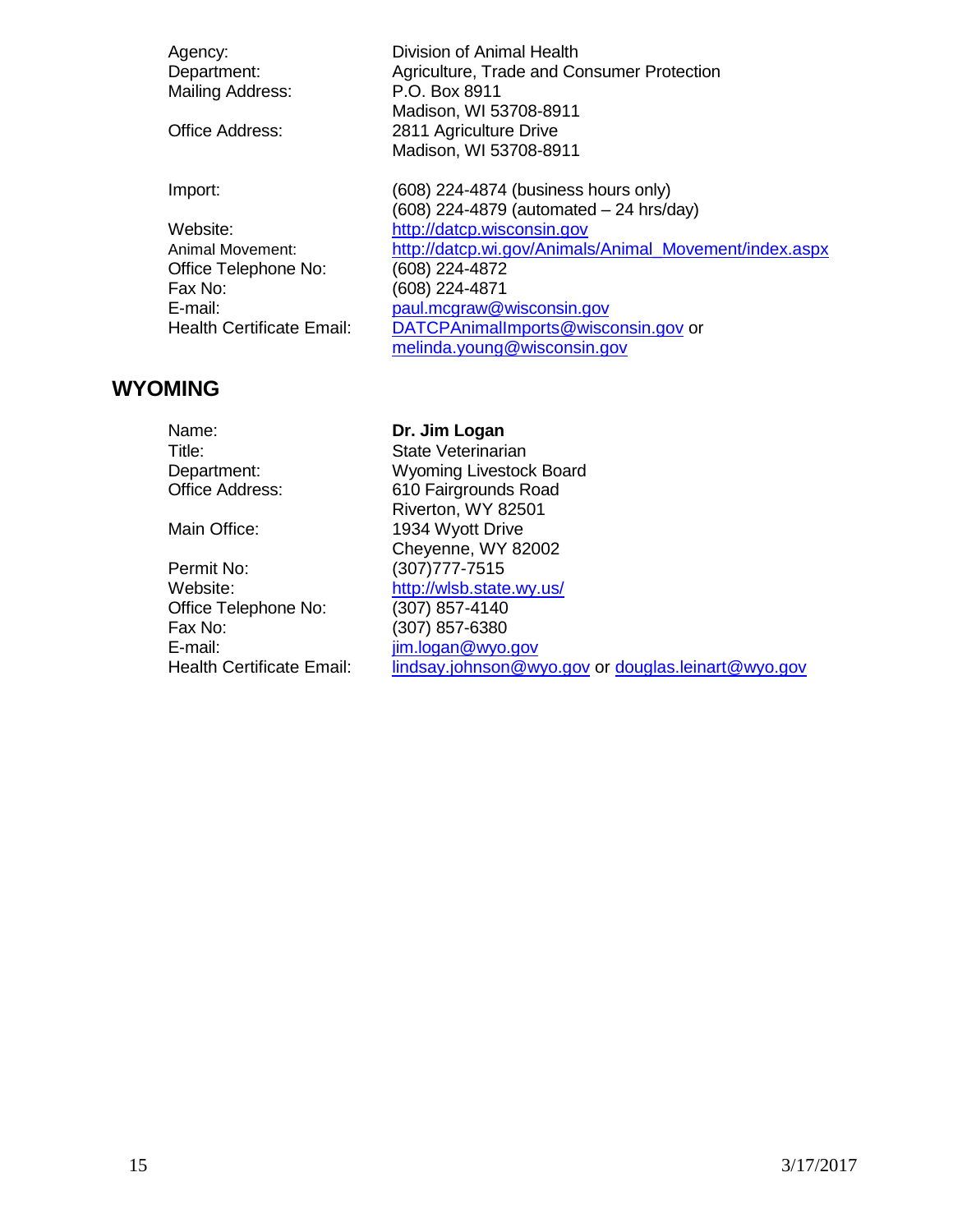| | |
|---|---|
| Agency: | Division of Animal Health |
| Department: | Agriculture, Trade and Consumer Protection |
| Mailing Address: | P.O. Box 8911<br>Madison, WI 53708-8911 |
| Office Address: | 2811 Agriculture Drive<br>Madison, WI 53708-8911 |
| Import: | (608) 224-4874 (business hours only)<br>(608) 224-4879 (automated – 24 hrs/day) |
| Website: | http://datcp.wisconsin.gov |
| Animal Movement: | http://datcp.wi.gov/Animals/Animal_Movement/index.aspx |
| Office Telephone No: | (608) 224-4872 |
| Fax No: | (608) 224-4871 |
| E-mail: | paul.mcgraw@wisconsin.gov |
| Health Certificate Email: | DATCPAnimalImports@wisconsin.gov or<br>melinda.young@wisconsin.gov |

## WYOMING

| | |
|---|---|
| Name: | **Dr. Jim Logan** |
| Title: | State Veterinarian |
| Department: | Wyoming Livestock Board |
| Office Address: | 610 Fairgrounds Road<br>Riverton, WY 82501 |
| Main Office: | 1934 Wyott Drive<br>Cheyenne, WY 82002 |
| Permit No: | (307)777-7515 |
| Website: | http://wlsb.state.wy.us/ |
| Office Telephone No: | (307) 857-4140 |
| Fax No: | (307) 857-6380 |
| E-mail: | jim.logan@wyo.gov |
| Health Certificate Email: | lindsay.johnson@wyo.gov or douglas.leinart@wyo.gov |